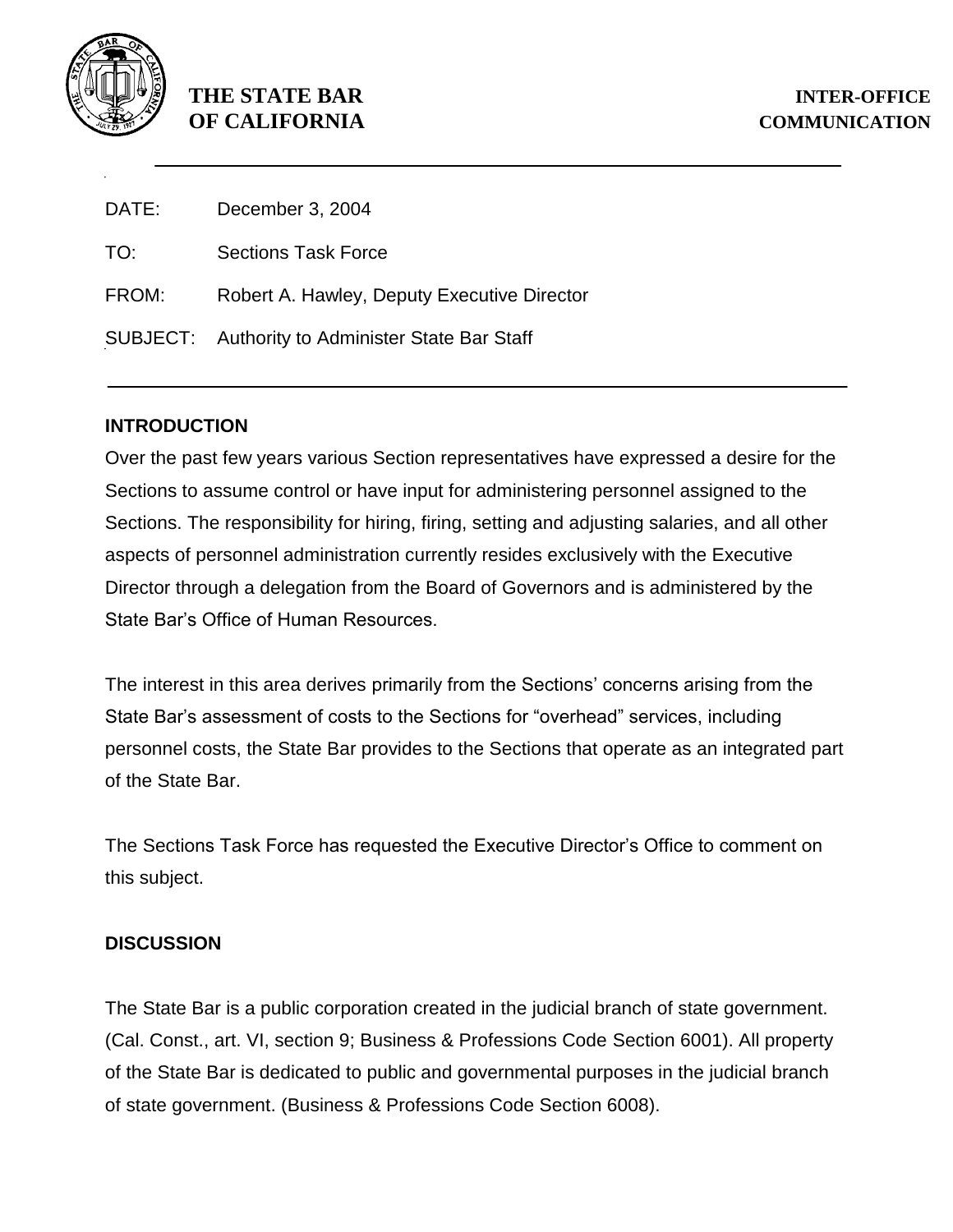**THE STATE BAR OF CALIFORNIA**

**INTER-OFFICE COMMUNICATION**

DATE: December 3, 2004

TO: Sections Task Force

FROM: Robert A. Hawley, Deputy Executive Director

SUBJECT: Authority to Administer State Bar Staff

---

**INTRODUCTION**

Over the past few years various Section representatives have expressed a desire for the Sections to assume control or have input for administering personnel assigned to the Sections. The responsibility for hiring, firing, setting and adjusting salaries, and all other aspects of personnel administration currently resides exclusively with the Executive Director through a delegation from the Board of Governors and is administered by the State Bar's Office of Human Resources.

The interest in this area derives primarily from the Sections' concerns arising from the State Bar's assessment of costs to the Sections for "overhead" services, including personnel costs, the State Bar provides to the Sections that operate as an integrated part of the State Bar.

The Sections Task Force has requested the Executive Director's Office to comment on this subject.

**DISCUSSION**

The State Bar is a public corporation created in the judicial branch of state government. (Cal. Const., art. VI, section 9; Business & Professions Code Section 6001). All property of the State Bar is dedicated to public and governmental purposes in the judicial branch of state government. (Business & Professions Code Section 6008).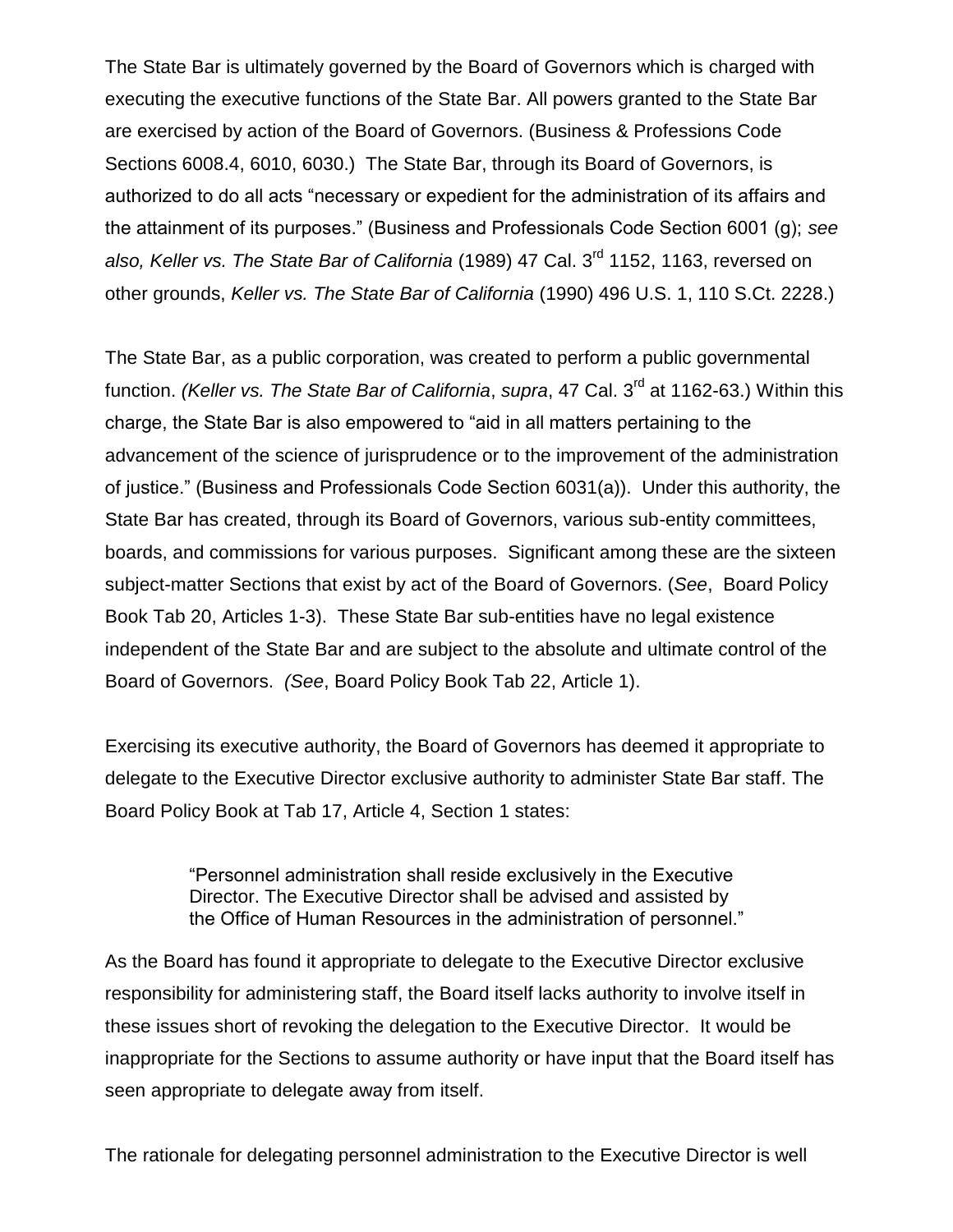The State Bar is ultimately governed by the Board of Governors which is charged with executing the executive functions of the State Bar. All powers granted to the State Bar are exercised by action of the Board of Governors. (Business & Professions Code Sections 6008.4, 6010, 6030.) The State Bar, through its Board of Governors, is authorized to do all acts "necessary or expedient for the administration of its affairs and the attainment of its purposes." (Business and Professionals Code Section 6001 (g); *see also, Keller vs. The State Bar of California* (1989) 47 Cal. 3rd 1152, 1163, reversed on other grounds, *Keller vs. The State Bar of California* (1990) 496 U.S. 1, 110 S.Ct. 2228.)

The State Bar, as a public corporation, was created to perform a public governmental function. *(Keller vs. The State Bar of California*, *supra*, 47 Cal. 3rd at 1162-63.) Within this charge, the State Bar is also empowered to "aid in all matters pertaining to the advancement of the science of jurisprudence or to the improvement of the administration of justice." (Business and Professionals Code Section 6031(a)). Under this authority, the State Bar has created, through its Board of Governors, various sub-entity committees, boards, and commissions for various purposes. Significant among these are the sixteen subject-matter Sections that exist by act of the Board of Governors. (*See*, Board Policy Book Tab 20, Articles 1-3). These State Bar sub-entities have no legal existence independent of the State Bar and are subject to the absolute and ultimate control of the Board of Governors. *(See*, Board Policy Book Tab 22, Article 1).

Exercising its executive authority, the Board of Governors has deemed it appropriate to delegate to the Executive Director exclusive authority to administer State Bar staff. The Board Policy Book at Tab 17, Article 4, Section 1 states:

> "Personnel administration shall reside exclusively in the Executive Director. The Executive Director shall be advised and assisted by the Office of Human Resources in the administration of personnel."

As the Board has found it appropriate to delegate to the Executive Director exclusive responsibility for administering staff, the Board itself lacks authority to involve itself in these issues short of revoking the delegation to the Executive Director. It would be inappropriate for the Sections to assume authority or have input that the Board itself has seen appropriate to delegate away from itself.

The rationale for delegating personnel administration to the Executive Director is well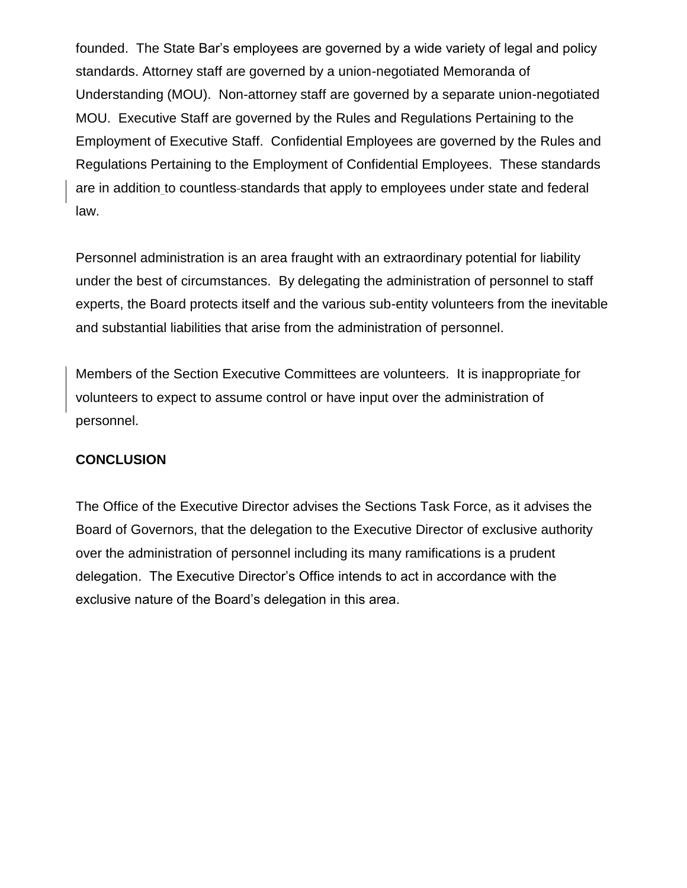founded. The State Bar's employees are governed by a wide variety of legal and policy standards. Attorney staff are governed by a union-negotiated Memoranda of Understanding (MOU). Non-attorney staff are governed by a separate union-negotiated MOU. Executive Staff are governed by the Rules and Regulations Pertaining to the Employment of Executive Staff. Confidential Employees are governed by the Rules and Regulations Pertaining to the Employment of Confidential Employees. These standards are in addition to countless standards that apply to employees under state and federal law.

Personnel administration is an area fraught with an extraordinary potential for liability under the best of circumstances. By delegating the administration of personnel to staff experts, the Board protects itself and the various sub-entity volunteers from the inevitable and substantial liabilities that arise from the administration of personnel.

Members of the Section Executive Committees are volunteers. It is inappropriate for volunteers to expect to assume control or have input over the administration of personnel.

**CONCLUSION**

The Office of the Executive Director advises the Sections Task Force, as it advises the Board of Governors, that the delegation to the Executive Director of exclusive authority over the administration of personnel including its many ramifications is a prudent delegation. The Executive Director's Office intends to act in accordance with the exclusive nature of the Board's delegation in this area.